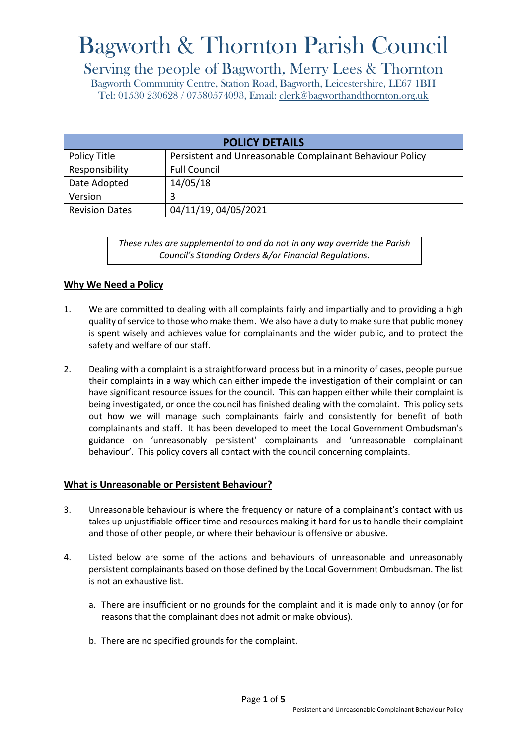# Bagworth & Thornton Parish Council

## Serving the people of Bagworth, Merry Lees & Thornton

Bagworth Community Centre, Station Road, Bagworth, Leicestershire, LE67 1BH
Tel: 01530 230628 / 07580574093, Email: clerk@bagworthandthornton.org.uk

| POLICY DETAILS | |
|---|---|
| Policy Title | Persistent and Unreasonable Complainant Behaviour Policy |
| Responsibility | Full Council |
| Date Adopted | 14/05/18 |
| Version | 3 |
| Revision Dates | 04/11/19, 04/05/2021 |

*These rules are supplemental to and do not in any way override the Parish Council's Standing Orders &/or Financial Regulations*.

**Why We Need a Policy**

1. We are committed to dealing with all complaints fairly and impartially and to providing a high quality of service to those who make them. We also have a duty to make sure that public money is spent wisely and achieves value for complainants and the wider public, and to protect the safety and welfare of our staff.

2. Dealing with a complaint is a straightforward process but in a minority of cases, people pursue their complaints in a way which can either impede the investigation of their complaint or can have significant resource issues for the council. This can happen either while their complaint is being investigated, or once the council has finished dealing with the complaint. This policy sets out how we will manage such complainants fairly and consistently for benefit of both complainants and staff. It has been developed to meet the Local Government Ombudsman's guidance on 'unreasonably persistent' complainants and 'unreasonable complainant behaviour'. This policy covers all contact with the council concerning complaints.

**What is Unreasonable or Persistent Behaviour?**

3. Unreasonable behaviour is where the frequency or nature of a complainant's contact with us takes up unjustifiable officer time and resources making it hard for us to handle their complaint and those of other people, or where their behaviour is offensive or abusive.

4. Listed below are some of the actions and behaviours of unreasonable and unreasonably persistent complainants based on those defined by the Local Government Ombudsman. The list is not an exhaustive list.

   a. There are insufficient or no grounds for the complaint and it is made only to annoy (or for reasons that the complainant does not admit or make obvious).

   b. There are no specified grounds for the complaint.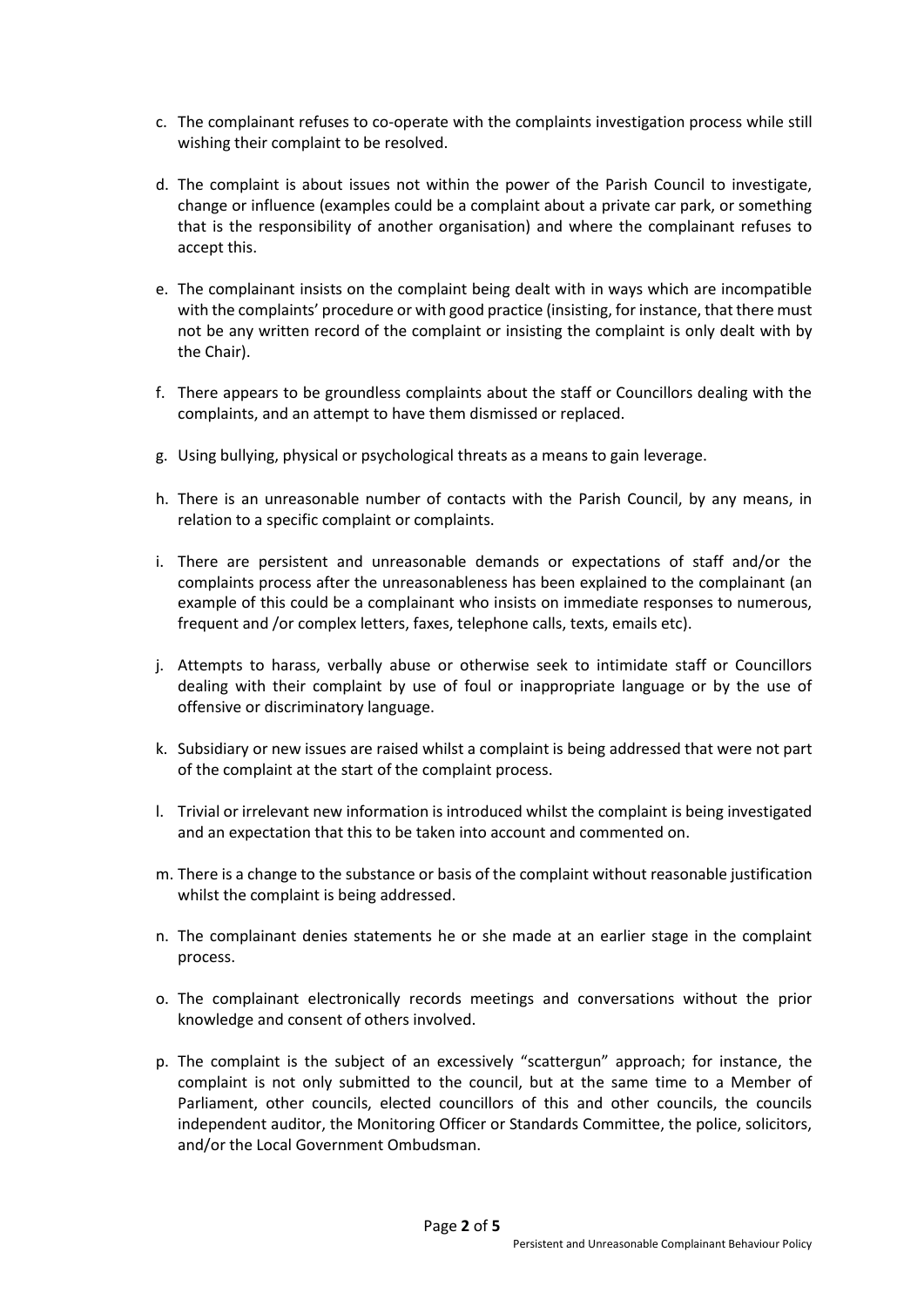c. The complainant refuses to co-operate with the complaints investigation process while still wishing their complaint to be resolved.

d. The complaint is about issues not within the power of the Parish Council to investigate, change or influence (examples could be a complaint about a private car park, or something that is the responsibility of another organisation) and where the complainant refuses to accept this.

e. The complainant insists on the complaint being dealt with in ways which are incompatible with the complaints' procedure or with good practice (insisting, for instance, that there must not be any written record of the complaint or insisting the complaint is only dealt with by the Chair).

f. There appears to be groundless complaints about the staff or Councillors dealing with the complaints, and an attempt to have them dismissed or replaced.

g. Using bullying, physical or psychological threats as a means to gain leverage.

h. There is an unreasonable number of contacts with the Parish Council, by any means, in relation to a specific complaint or complaints.

i. There are persistent and unreasonable demands or expectations of staff and/or the complaints process after the unreasonableness has been explained to the complainant (an example of this could be a complainant who insists on immediate responses to numerous, frequent and /or complex letters, faxes, telephone calls, texts, emails etc).

j. Attempts to harass, verbally abuse or otherwise seek to intimidate staff or Councillors dealing with their complaint by use of foul or inappropriate language or by the use of offensive or discriminatory language.

k. Subsidiary or new issues are raised whilst a complaint is being addressed that were not part of the complaint at the start of the complaint process.

l. Trivial or irrelevant new information is introduced whilst the complaint is being investigated and an expectation that this to be taken into account and commented on.

m. There is a change to the substance or basis of the complaint without reasonable justification whilst the complaint is being addressed.

n. The complainant denies statements he or she made at an earlier stage in the complaint process.

o. The complainant electronically records meetings and conversations without the prior knowledge and consent of others involved.

p. The complaint is the subject of an excessively "scattergun" approach; for instance, the complaint is not only submitted to the council, but at the same time to a Member of Parliament, other councils, elected councillors of this and other councils, the councils independent auditor, the Monitoring Officer or Standards Committee, the police, solicitors, and/or the Local Government Ombudsman.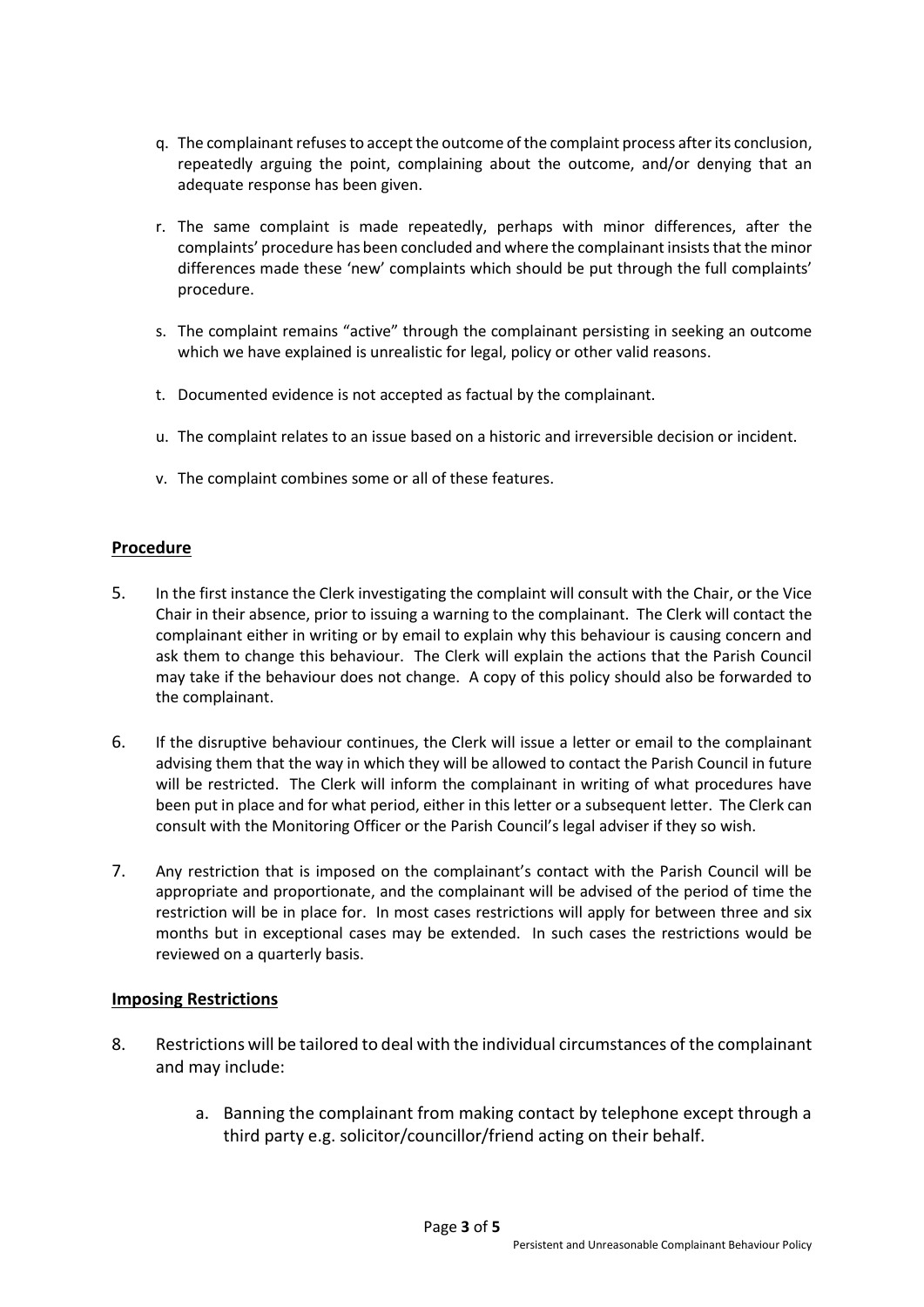q. The complainant refuses to accept the outcome of the complaint process after its conclusion, repeatedly arguing the point, complaining about the outcome, and/or denying that an adequate response has been given.

r. The same complaint is made repeatedly, perhaps with minor differences, after the complaints' procedure has been concluded and where the complainant insists that the minor differences made these 'new' complaints which should be put through the full complaints' procedure.

s. The complaint remains "active" through the complainant persisting in seeking an outcome which we have explained is unrealistic for legal, policy or other valid reasons.

t. Documented evidence is not accepted as factual by the complainant.

u. The complaint relates to an issue based on a historic and irreversible decision or incident.

v. The complaint combines some or all of these features.

## Procedure

5. In the first instance the Clerk investigating the complaint will consult with the Chair, or the Vice Chair in their absence, prior to issuing a warning to the complainant. The Clerk will contact the complainant either in writing or by email to explain why this behaviour is causing concern and ask them to change this behaviour. The Clerk will explain the actions that the Parish Council may take if the behaviour does not change. A copy of this policy should also be forwarded to the complainant.

6. If the disruptive behaviour continues, the Clerk will issue a letter or email to the complainant advising them that the way in which they will be allowed to contact the Parish Council in future will be restricted. The Clerk will inform the complainant in writing of what procedures have been put in place and for what period, either in this letter or a subsequent letter. The Clerk can consult with the Monitoring Officer or the Parish Council's legal adviser if they so wish.

7. Any restriction that is imposed on the complainant's contact with the Parish Council will be appropriate and proportionate, and the complainant will be advised of the period of time the restriction will be in place for. In most cases restrictions will apply for between three and six months but in exceptional cases may be extended. In such cases the restrictions would be reviewed on a quarterly basis.

## Imposing Restrictions

8. Restrictions will be tailored to deal with the individual circumstances of the complainant and may include:

    a. Banning the complainant from making contact by telephone except through a third party e.g. solicitor/councillor/friend acting on their behalf.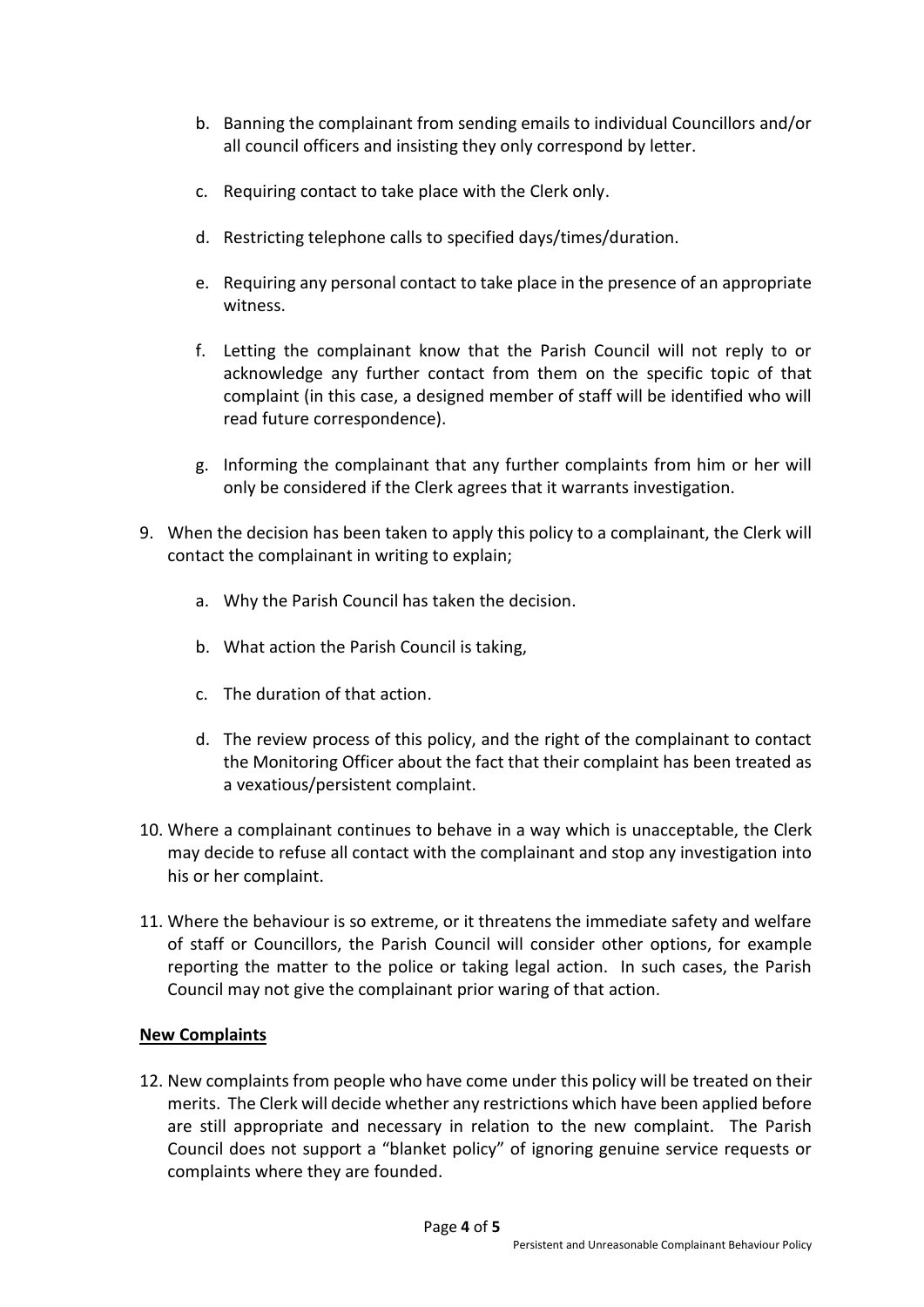b. Banning the complainant from sending emails to individual Councillors and/or all council officers and insisting they only correspond by letter.

   c. Requiring contact to take place with the Clerk only.

   d. Restricting telephone calls to specified days/times/duration.

   e. Requiring any personal contact to take place in the presence of an appropriate witness.

   f. Letting the complainant know that the Parish Council will not reply to or acknowledge any further contact from them on the specific topic of that complaint (in this case, a designed member of staff will be identified who will read future correspondence).

   g. Informing the complainant that any further complaints from him or her will only be considered if the Clerk agrees that it warrants investigation.

9. When the decision has been taken to apply this policy to a complainant, the Clerk will contact the complainant in writing to explain;

   a. Why the Parish Council has taken the decision.

   b. What action the Parish Council is taking,

   c. The duration of that action.

   d. The review process of this policy, and the right of the complainant to contact the Monitoring Officer about the fact that their complaint has been treated as a vexatious/persistent complaint.

10. Where a complainant continues to behave in a way which is unacceptable, the Clerk may decide to refuse all contact with the complainant and stop any investigation into his or her complaint.

11. Where the behaviour is so extreme, or it threatens the immediate safety and welfare of staff or Councillors, the Parish Council will consider other options, for example reporting the matter to the police or taking legal action. In such cases, the Parish Council may not give the complainant prior waring of that action.

**New Complaints**

12. New complaints from people who have come under this policy will be treated on their merits. The Clerk will decide whether any restrictions which have been applied before are still appropriate and necessary in relation to the new complaint. The Parish Council does not support a "blanket policy" of ignoring genuine service requests or complaints where they are founded.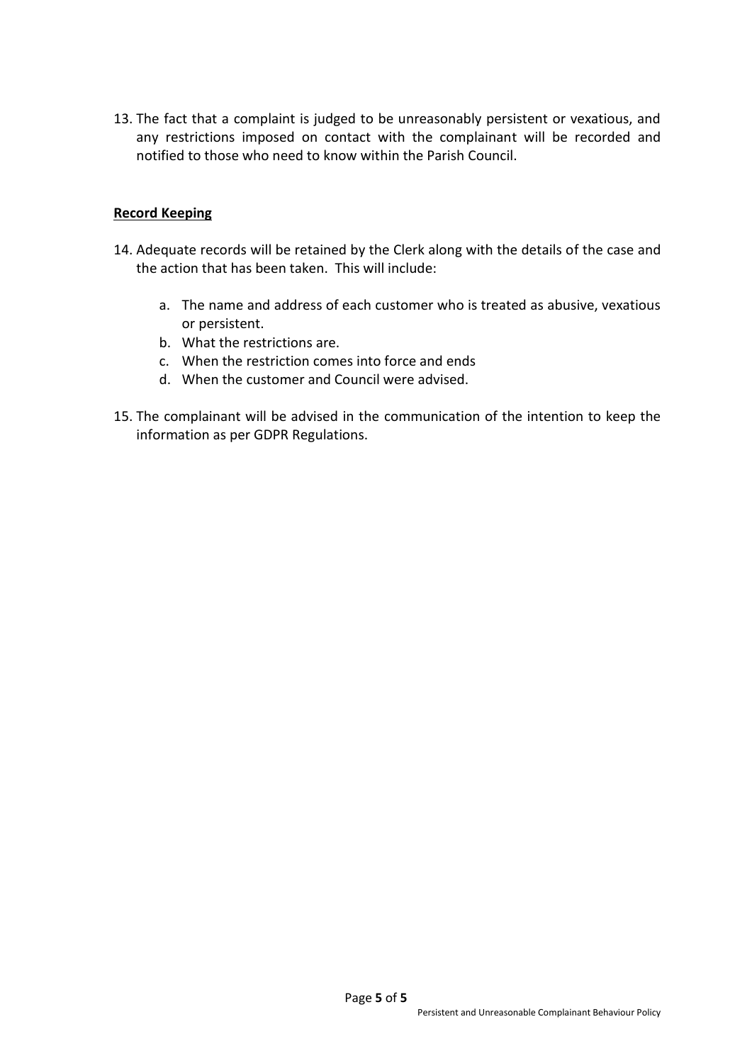13. The fact that a complaint is judged to be unreasonably persistent or vexatious, and any restrictions imposed on contact with the complainant will be recorded and notified to those who need to know within the Parish Council.

## Record Keeping

14. Adequate records will be retained by the Clerk along with the details of the case and the action that has been taken. This will include:

    a. The name and address of each customer who is treated as abusive, vexatious or persistent.
    b. What the restrictions are.
    c. When the restriction comes into force and ends
    d. When the customer and Council were advised.

15. The complainant will be advised in the communication of the intention to keep the information as per GDPR Regulations.